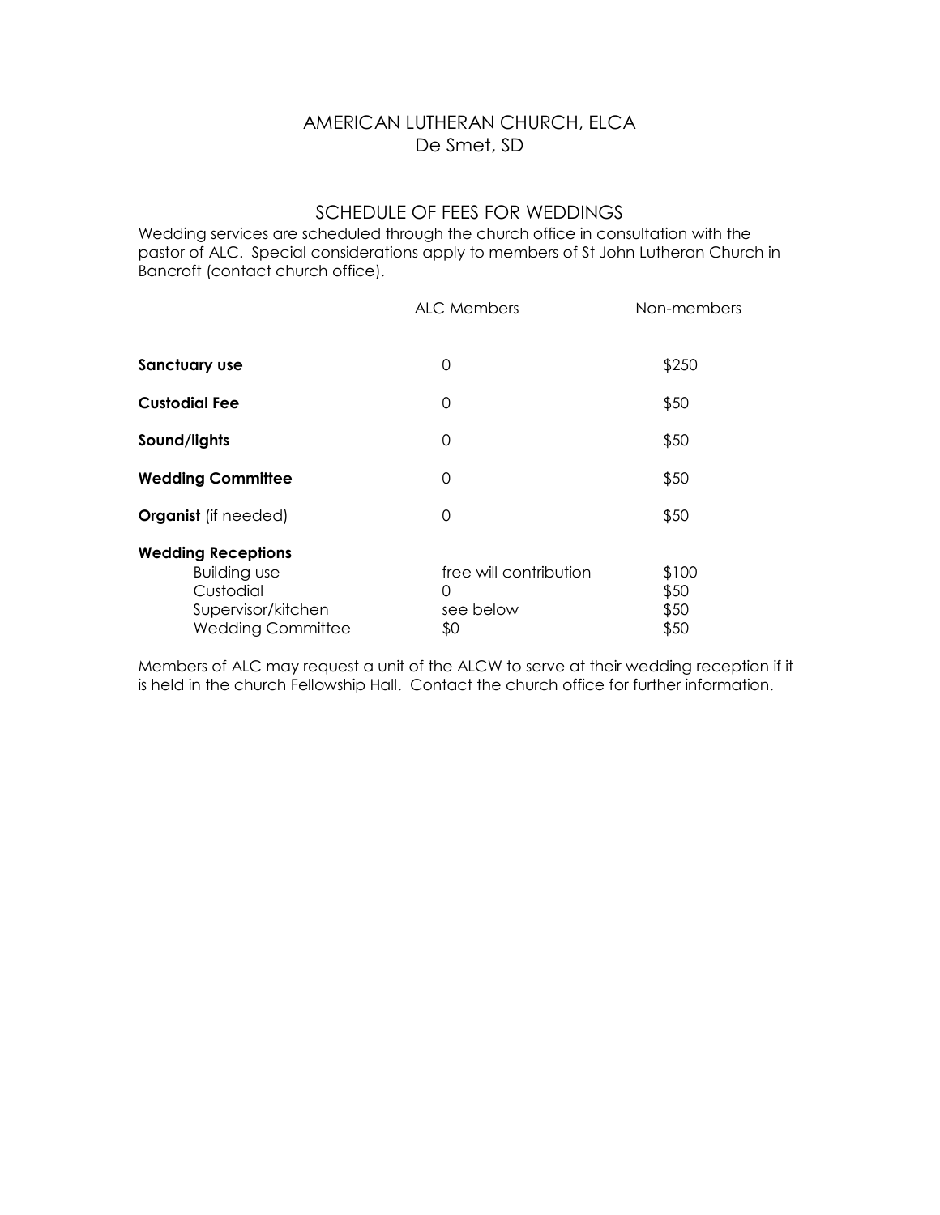# AMERICAN LUTHERAN CHURCH, ELCA
De Smet, SD

## SCHEDULE OF FEES FOR WEDDINGS

Wedding services are scheduled through the church office in consultation with the pastor of ALC. Special considerations apply to members of St John Lutheran Church in Bancroft (contact church office).

| | ALC Members | Non-members |
|---|---|---|
| **Sanctuary use** | 0 | $250 |
| **Custodial Fee** | 0 | $50 |
| **Sound/lights** | 0 | $50 |
| **Wedding Committee** | 0 | $50 |
| **Organist** (if needed) | 0 | $50 |
| **Wedding Receptions** | | |
| Building use | free will contribution | $100 |
| Custodial | 0 | $50 |
| Supervisor/kitchen | see below | $50 |
| Wedding Committee | $0 | $50 |

Members of ALC may request a unit of the ALCW to serve at their wedding reception if it is held in the church Fellowship Hall. Contact the church office for further information.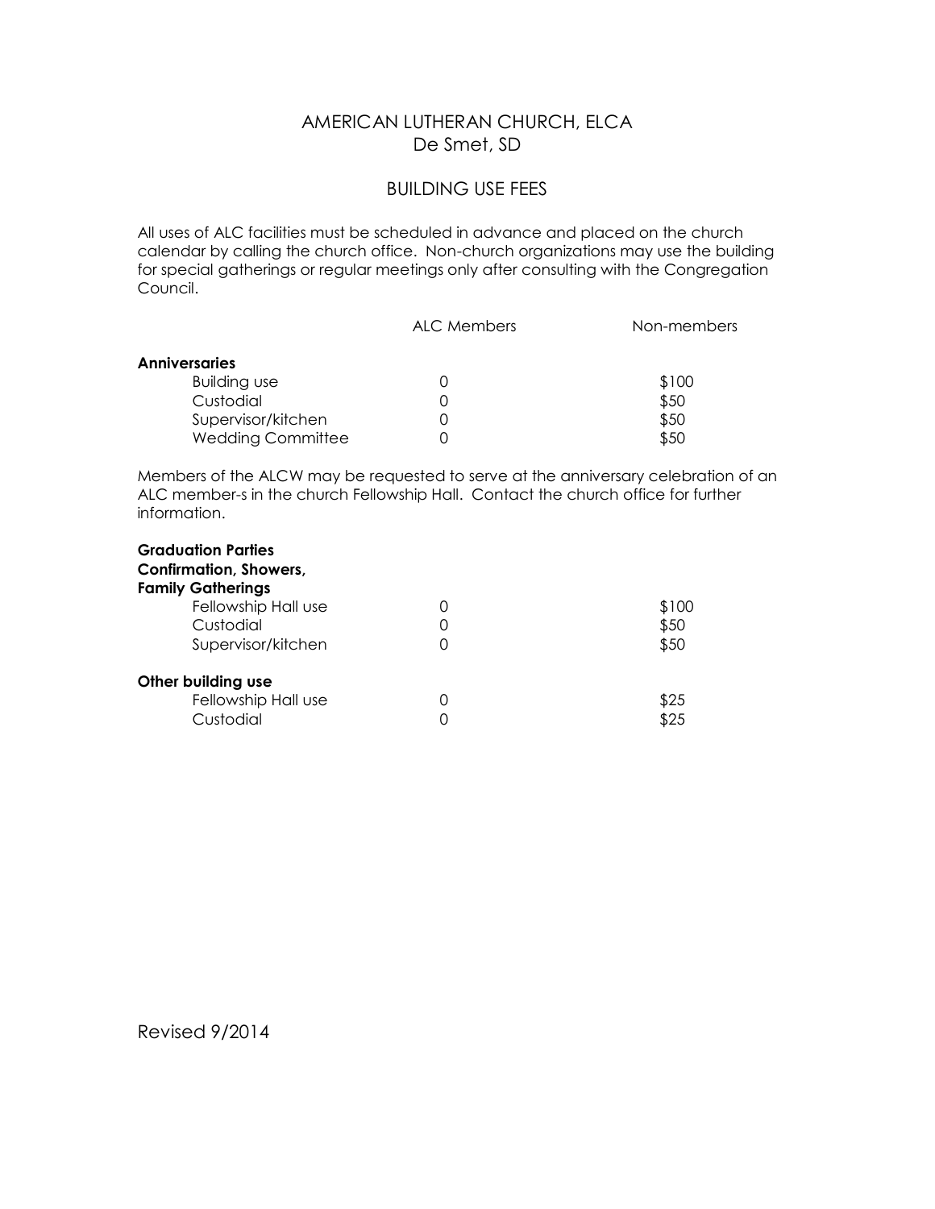# AMERICAN LUTHERAN CHURCH, ELCA
De Smet, SD

## BUILDING USE FEES

All uses of ALC facilities must be scheduled in advance and placed on the church calendar by calling the church office. Non-church organizations may use the building for special gatherings or regular meetings only after consulting with the Congregation Council.

| | ALC Members | Non-members |
|---|---|---|
| **Anniversaries** | | |
| Building use | 0 | $100 |
| Custodial | 0 | $50 |
| Supervisor/kitchen | 0 | $50 |
| Wedding Committee | 0 | $50 |

Members of the ALCW may be requested to serve at the anniversary celebration of an ALC member-s in the church Fellowship Hall. Contact the church office for further information.

| | ALC Members | Non-members |
|---|---|---|
| **Graduation Parties Confirmation, Showers, Family Gatherings** | | |
| Fellowship Hall use | 0 | $100 |
| Custodial | 0 | $50 |
| Supervisor/kitchen | 0 | $50 |
| **Other building use** | | |
| Fellowship Hall use | 0 | $25 |
| Custodial | 0 | $25 |

Revised 9/2014